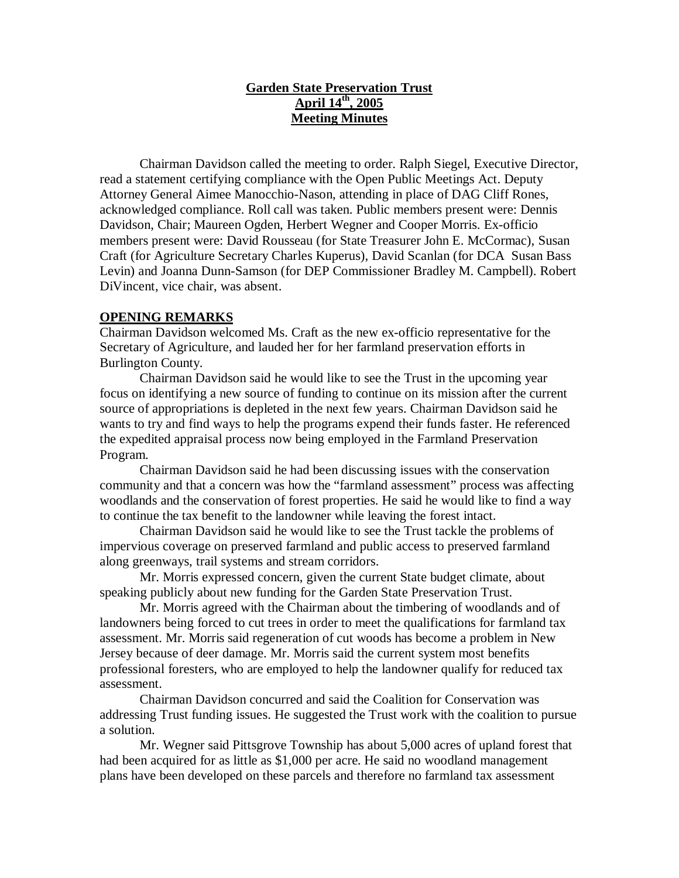# Garden State Preservation Trust
## April 14th, 2005
## Meeting Minutes

Chairman Davidson called the meeting to order. Ralph Siegel, Executive Director, read a statement certifying compliance with the Open Public Meetings Act. Deputy Attorney General Aimee Manocchio-Nason, attending in place of DAG Cliff Rones, acknowledged compliance. Roll call was taken. Public members present were: Dennis Davidson, Chair; Maureen Ogden, Herbert Wegner and Cooper Morris. Ex-officio members present were: David Rousseau (for State Treasurer John E. McCormac), Susan Craft (for Agriculture Secretary Charles Kuperus), David Scanlan (for DCA Susan Bass Levin) and Joanna Dunn-Samson (for DEP Commissioner Bradley M. Campbell). Robert DiVincent, vice chair, was absent.

**OPENING REMARKS**

Chairman Davidson welcomed Ms. Craft as the new ex-officio representative for the Secretary of Agriculture, and lauded her for her farmland preservation efforts in Burlington County.

Chairman Davidson said he would like to see the Trust in the upcoming year focus on identifying a new source of funding to continue on its mission after the current source of appropriations is depleted in the next few years. Chairman Davidson said he wants to try and find ways to help the programs expend their funds faster. He referenced the expedited appraisal process now being employed in the Farmland Preservation Program.

Chairman Davidson said he had been discussing issues with the conservation community and that a concern was how the "farmland assessment" process was affecting woodlands and the conservation of forest properties. He said he would like to find a way to continue the tax benefit to the landowner while leaving the forest intact.

Chairman Davidson said he would like to see the Trust tackle the problems of impervious coverage on preserved farmland and public access to preserved farmland along greenways, trail systems and stream corridors.

Mr. Morris expressed concern, given the current State budget climate, about speaking publicly about new funding for the Garden State Preservation Trust.

Mr. Morris agreed with the Chairman about the timbering of woodlands and of landowners being forced to cut trees in order to meet the qualifications for farmland tax assessment. Mr. Morris said regeneration of cut woods has become a problem in New Jersey because of deer damage. Mr. Morris said the current system most benefits professional foresters, who are employed to help the landowner qualify for reduced tax assessment.

Chairman Davidson concurred and said the Coalition for Conservation was addressing Trust funding issues. He suggested the Trust work with the coalition to pursue a solution.

Mr. Wegner said Pittsgrove Township has about 5,000 acres of upland forest that had been acquired for as little as $1,000 per acre. He said no woodland management plans have been developed on these parcels and therefore no farmland tax assessment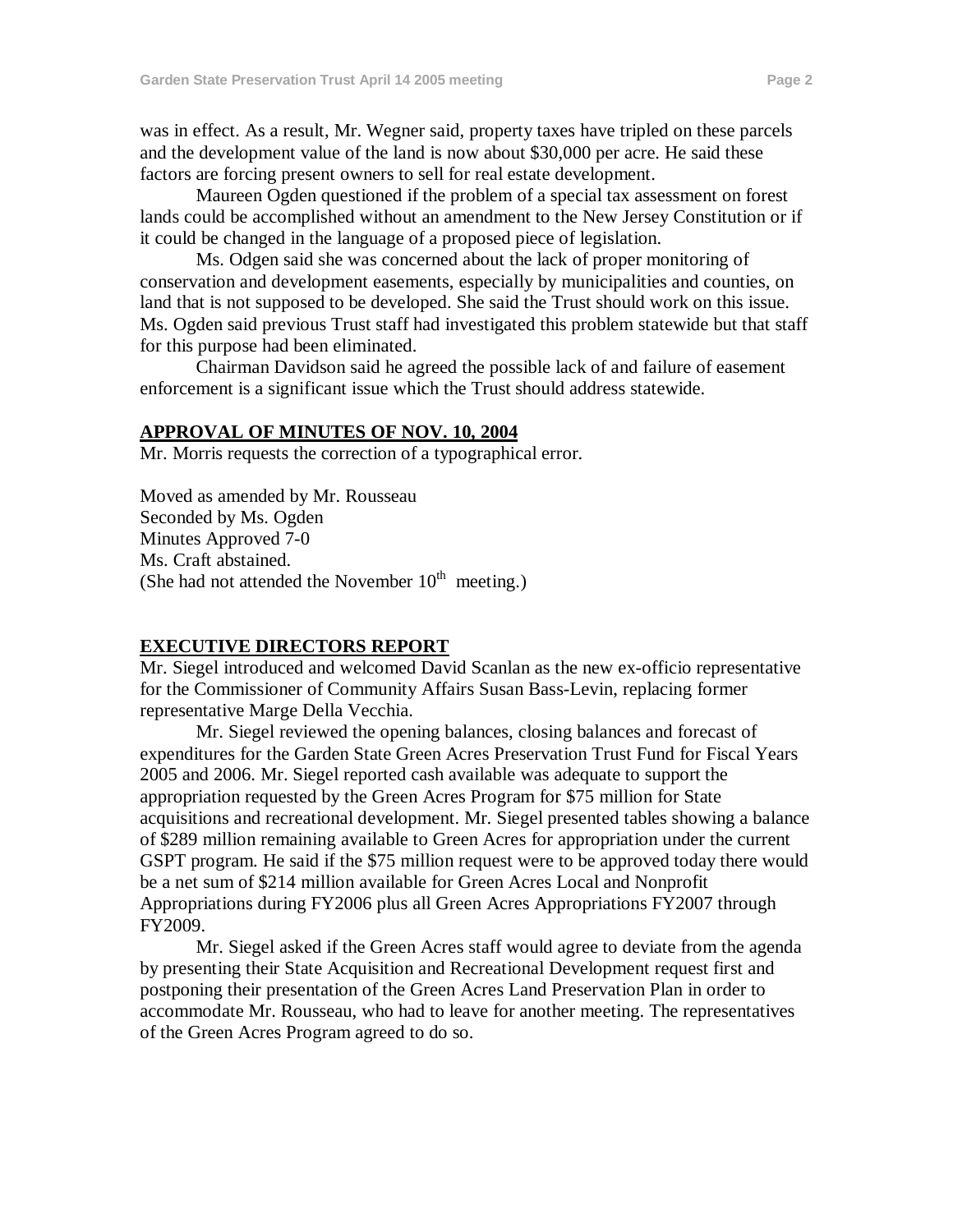was in effect. As a result, Mr. Wegner said, property taxes have tripled on these parcels and the development value of the land is now about $30,000 per acre. He said these factors are forcing present owners to sell for real estate development.

Maureen Ogden questioned if the problem of a special tax assessment on forest lands could be accomplished without an amendment to the New Jersey Constitution or if it could be changed in the language of a proposed piece of legislation.

Ms. Odgen said she was concerned about the lack of proper monitoring of conservation and development easements, especially by municipalities and counties, on land that is not supposed to be developed. She said the Trust should work on this issue. Ms. Ogden said previous Trust staff had investigated this problem statewide but that staff for this purpose had been eliminated.

Chairman Davidson said he agreed the possible lack of and failure of easement enforcement is a significant issue which the Trust should address statewide.

## APPROVAL OF MINUTES OF NOV. 10, 2004

Mr. Morris requests the correction of a typographical error.

Moved as amended by Mr. Rousseau
Seconded by Ms. Ogden
Minutes Approved 7-0
Ms. Craft abstained.
(She had not attended the November 10th meeting.)

## EXECUTIVE DIRECTORS REPORT

Mr. Siegel introduced and welcomed David Scanlan as the new ex-officio representative for the Commissioner of Community Affairs Susan Bass-Levin, replacing former representative Marge Della Vecchia.

Mr. Siegel reviewed the opening balances, closing balances and forecast of expenditures for the Garden State Green Acres Preservation Trust Fund for Fiscal Years 2005 and 2006. Mr. Siegel reported cash available was adequate to support the appropriation requested by the Green Acres Program for $75 million for State acquisitions and recreational development. Mr. Siegel presented tables showing a balance of $289 million remaining available to Green Acres for appropriation under the current GSPT program. He said if the $75 million request were to be approved today there would be a net sum of $214 million available for Green Acres Local and Nonprofit Appropriations during FY2006 plus all Green Acres Appropriations FY2007 through FY2009.

Mr. Siegel asked if the Green Acres staff would agree to deviate from the agenda by presenting their State Acquisition and Recreational Development request first and postponing their presentation of the Green Acres Land Preservation Plan in order to accommodate Mr. Rousseau, who had to leave for another meeting. The representatives of the Green Acres Program agreed to do so.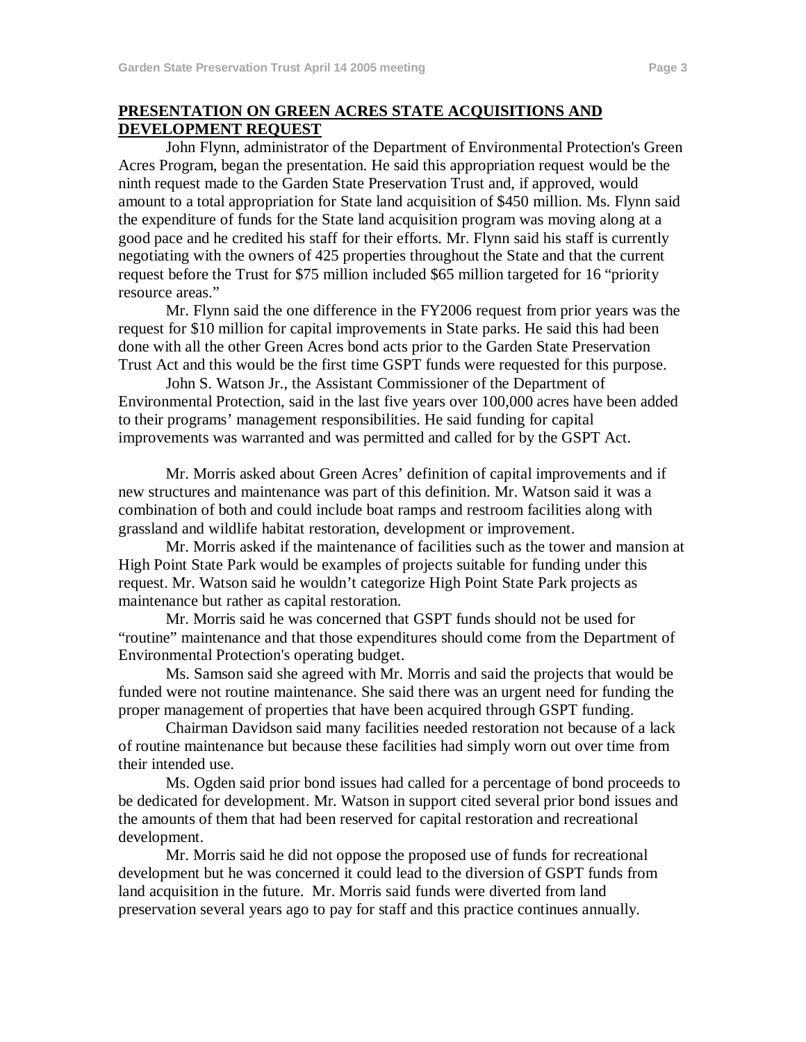## PRESENTATION ON GREEN ACRES STATE ACQUISITIONS AND DEVELOPMENT REQUEST

John Flynn, administrator of the Department of Environmental Protection's Green Acres Program, began the presentation. He said this appropriation request would be the ninth request made to the Garden State Preservation Trust and, if approved, would amount to a total appropriation for State land acquisition of $450 million. Ms. Flynn said the expenditure of funds for the State land acquisition program was moving along at a good pace and he credited his staff for their efforts. Mr. Flynn said his staff is currently negotiating with the owners of 425 properties throughout the State and that the current request before the Trust for $75 million included $65 million targeted for 16 "priority resource areas."

Mr. Flynn said the one difference in the FY2006 request from prior years was the request for $10 million for capital improvements in State parks. He said this had been done with all the other Green Acres bond acts prior to the Garden State Preservation Trust Act and this would be the first time GSPT funds were requested for this purpose.

John S. Watson Jr., the Assistant Commissioner of the Department of Environmental Protection, said in the last five years over 100,000 acres have been added to their programs' management responsibilities. He said funding for capital improvements was warranted and was permitted and called for by the GSPT Act.

Mr. Morris asked about Green Acres' definition of capital improvements and if new structures and maintenance was part of this definition. Mr. Watson said it was a combination of both and could include boat ramps and restroom facilities along with grassland and wildlife habitat restoration, development or improvement.

Mr. Morris asked if the maintenance of facilities such as the tower and mansion at High Point State Park would be examples of projects suitable for funding under this request. Mr. Watson said he wouldn't categorize High Point State Park projects as maintenance but rather as capital restoration.

Mr. Morris said he was concerned that GSPT funds should not be used for "routine" maintenance and that those expenditures should come from the Department of Environmental Protection's operating budget.

Ms. Samson said she agreed with Mr. Morris and said the projects that would be funded were not routine maintenance. She said there was an urgent need for funding the proper management of properties that have been acquired through GSPT funding.

Chairman Davidson said many facilities needed restoration not because of a lack of routine maintenance but because these facilities had simply worn out over time from their intended use.

Ms. Ogden said prior bond issues had called for a percentage of bond proceeds to be dedicated for development. Mr. Watson in support cited several prior bond issues and the amounts of them that had been reserved for capital restoration and recreational development.

Mr. Morris said he did not oppose the proposed use of funds for recreational development but he was concerned it could lead to the diversion of GSPT funds from land acquisition in the future. Mr. Morris said funds were diverted from land preservation several years ago to pay for staff and this practice continues annually.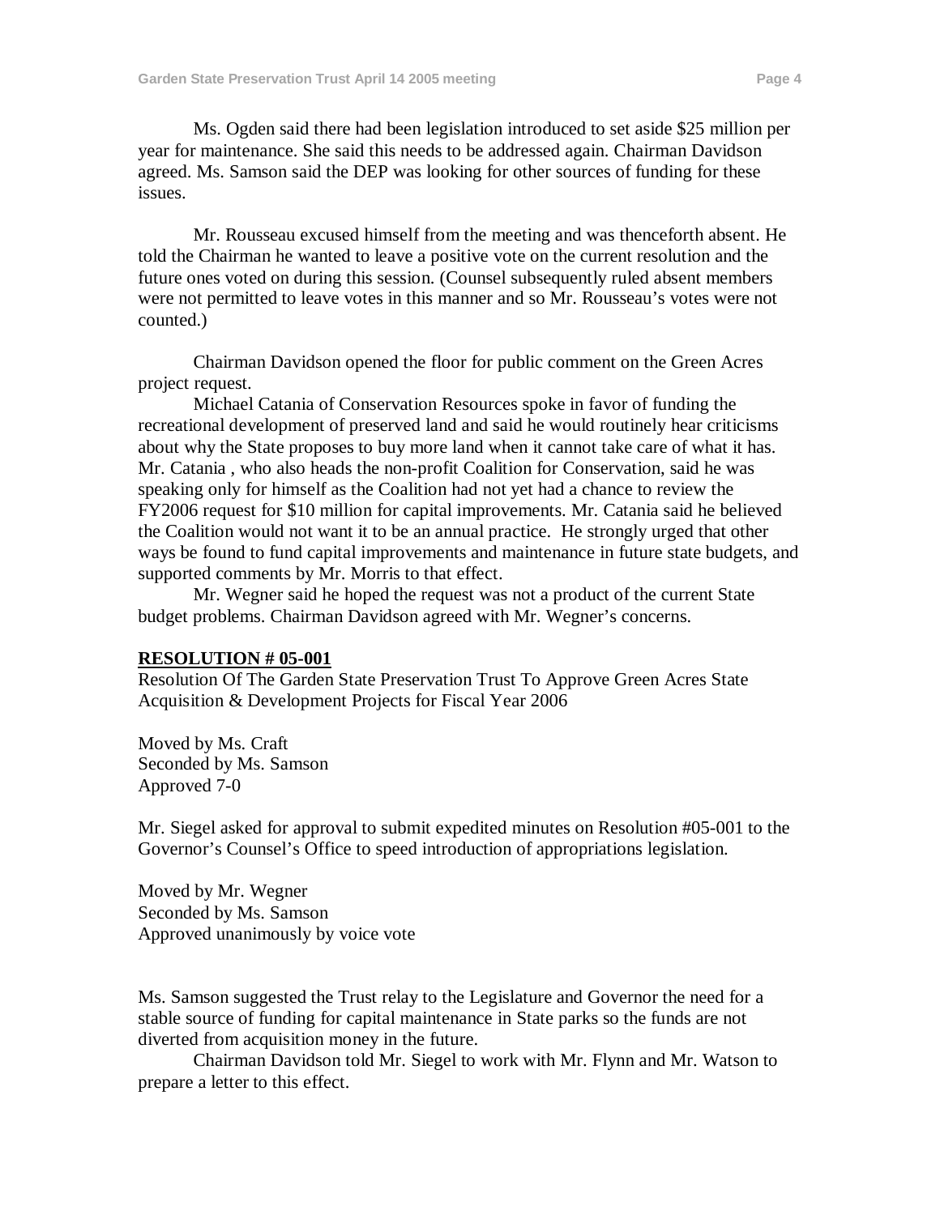Ms. Ogden said there had been legislation introduced to set aside $25 million per year for maintenance. She said this needs to be addressed again. Chairman Davidson agreed. Ms. Samson said the DEP was looking for other sources of funding for these issues.

Mr. Rousseau excused himself from the meeting and was thenceforth absent. He told the Chairman he wanted to leave a positive vote on the current resolution and the future ones voted on during this session. (Counsel subsequently ruled absent members were not permitted to leave votes in this manner and so Mr. Rousseau's votes were not counted.)

Chairman Davidson opened the floor for public comment on the Green Acres project request.

Michael Catania of Conservation Resources spoke in favor of funding the recreational development of preserved land and said he would routinely hear criticisms about why the State proposes to buy more land when it cannot take care of what it has. Mr. Catania , who also heads the non-profit Coalition for Conservation, said he was speaking only for himself as the Coalition had not yet had a chance to review the FY2006 request for $10 million for capital improvements. Mr. Catania said he believed the Coalition would not want it to be an annual practice. He strongly urged that other ways be found to fund capital improvements and maintenance in future state budgets, and supported comments by Mr. Morris to that effect.

Mr. Wegner said he hoped the request was not a product of the current State budget problems. Chairman Davidson agreed with Mr. Wegner's concerns.

**RESOLUTION # 05-001**

Resolution Of The Garden State Preservation Trust To Approve Green Acres State Acquisition & Development Projects for Fiscal Year 2006

Moved by Ms. Craft
Seconded by Ms. Samson
Approved 7-0

Mr. Siegel asked for approval to submit expedited minutes on Resolution #05-001 to the Governor's Counsel's Office to speed introduction of appropriations legislation.

Moved by Mr. Wegner
Seconded by Ms. Samson
Approved unanimously by voice vote

Ms. Samson suggested the Trust relay to the Legislature and Governor the need for a stable source of funding for capital maintenance in State parks so the funds are not diverted from acquisition money in the future.

Chairman Davidson told Mr. Siegel to work with Mr. Flynn and Mr. Watson to prepare a letter to this effect.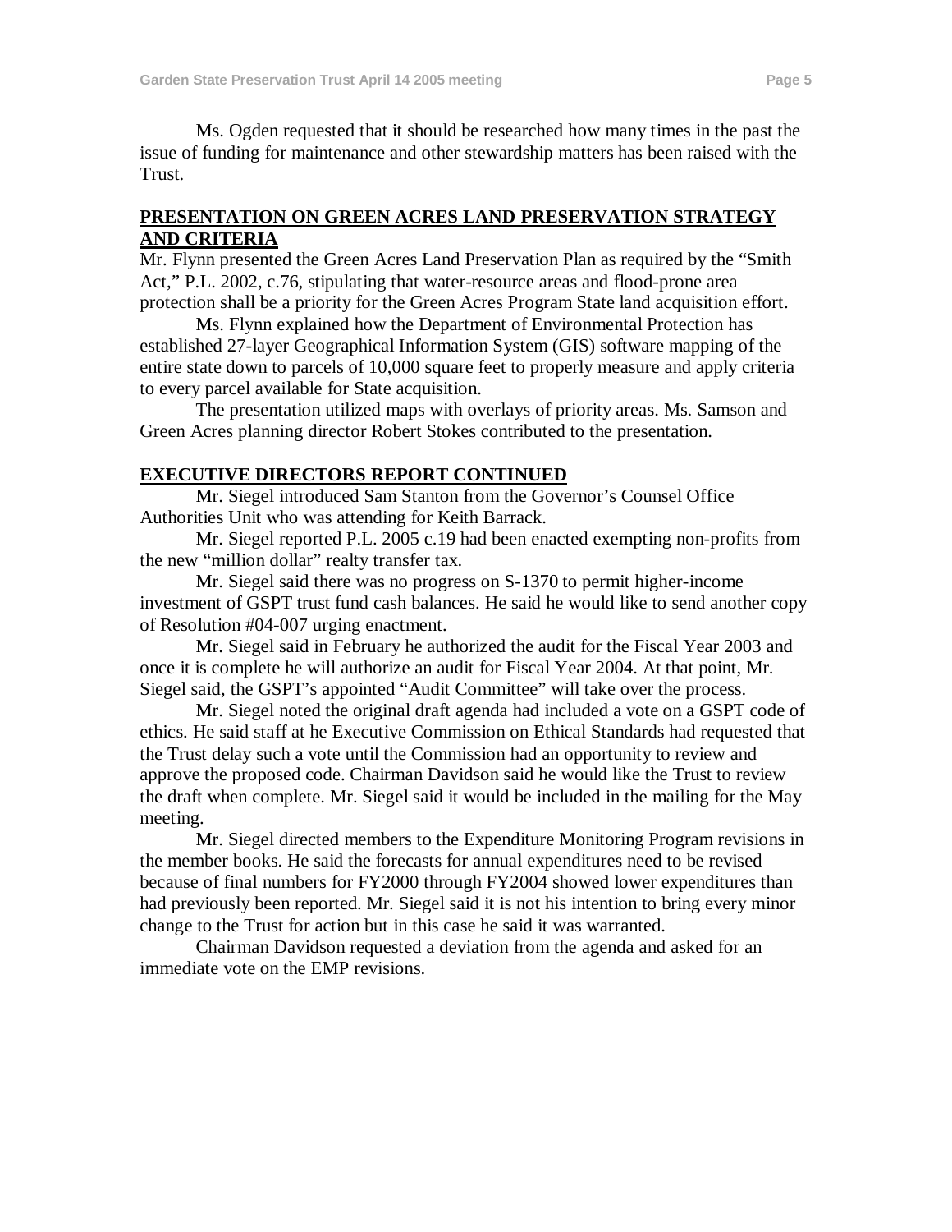Ms. Ogden requested that it should be researched how many times in the past the issue of funding for maintenance and other stewardship matters has been raised with the Trust.

## PRESENTATION ON GREEN ACRES LAND PRESERVATION STRATEGY AND CRITERIA

Mr. Flynn presented the Green Acres Land Preservation Plan as required by the "Smith Act," P.L. 2002, c.76, stipulating that water-resource areas and flood-prone area protection shall be a priority for the Green Acres Program State land acquisition effort.

Ms. Flynn explained how the Department of Environmental Protection has established 27-layer Geographical Information System (GIS) software mapping of the entire state down to parcels of 10,000 square feet to properly measure and apply criteria to every parcel available for State acquisition.

The presentation utilized maps with overlays of priority areas. Ms. Samson and Green Acres planning director Robert Stokes contributed to the presentation.

## EXECUTIVE DIRECTORS REPORT CONTINUED

Mr. Siegel introduced Sam Stanton from the Governor's Counsel Office Authorities Unit who was attending for Keith Barrack.

Mr. Siegel reported P.L. 2005 c.19 had been enacted exempting non-profits from the new "million dollar" realty transfer tax.

Mr. Siegel said there was no progress on S-1370 to permit higher-income investment of GSPT trust fund cash balances. He said he would like to send another copy of Resolution #04-007 urging enactment.

Mr. Siegel said in February he authorized the audit for the Fiscal Year 2003 and once it is complete he will authorize an audit for Fiscal Year 2004. At that point, Mr. Siegel said, the GSPT's appointed "Audit Committee" will take over the process.

Mr. Siegel noted the original draft agenda had included a vote on a GSPT code of ethics. He said staff at he Executive Commission on Ethical Standards had requested that the Trust delay such a vote until the Commission had an opportunity to review and approve the proposed code. Chairman Davidson said he would like the Trust to review the draft when complete. Mr. Siegel said it would be included in the mailing for the May meeting.

Mr. Siegel directed members to the Expenditure Monitoring Program revisions in the member books. He said the forecasts for annual expenditures need to be revised because of final numbers for FY2000 through FY2004 showed lower expenditures than had previously been reported. Mr. Siegel said it is not his intention to bring every minor change to the Trust for action but in this case he said it was warranted.

Chairman Davidson requested a deviation from the agenda and asked for an immediate vote on the EMP revisions.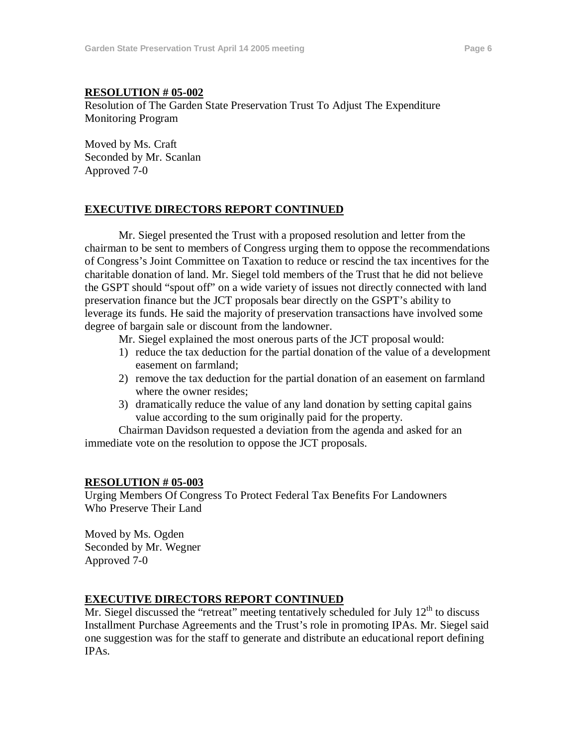**RESOLUTION # 05-002**

Resolution of The Garden State Preservation Trust To Adjust The Expenditure Monitoring Program

Moved by Ms. Craft
Seconded by Mr. Scanlan
Approved 7-0

**EXECUTIVE DIRECTORS REPORT CONTINUED**

Mr. Siegel presented the Trust with a proposed resolution and letter from the chairman to be sent to members of Congress urging them to oppose the recommendations of Congress's Joint Committee on Taxation to reduce or rescind the tax incentives for the charitable donation of land. Mr. Siegel told members of the Trust that he did not believe the GSPT should "spout off" on a wide variety of issues not directly connected with land preservation finance but the JCT proposals bear directly on the GSPT's ability to leverage its funds. He said the majority of preservation transactions have involved some degree of bargain sale or discount from the landowner.

Mr. Siegel explained the most onerous parts of the JCT proposal would:

1) reduce the tax deduction for the partial donation of the value of a development easement on farmland;
2) remove the tax deduction for the partial donation of an easement on farmland where the owner resides;
3) dramatically reduce the value of any land donation by setting capital gains value according to the sum originally paid for the property.

Chairman Davidson requested a deviation from the agenda and asked for an immediate vote on the resolution to oppose the JCT proposals.

**RESOLUTION # 05-003**

Urging Members Of Congress To Protect Federal Tax Benefits For Landowners Who Preserve Their Land

Moved by Ms. Ogden
Seconded by Mr. Wegner
Approved 7-0

**EXECUTIVE DIRECTORS REPORT CONTINUED**

Mr. Siegel discussed the "retreat" meeting tentatively scheduled for July 12th to discuss Installment Purchase Agreements and the Trust's role in promoting IPAs. Mr. Siegel said one suggestion was for the staff to generate and distribute an educational report defining IPAs.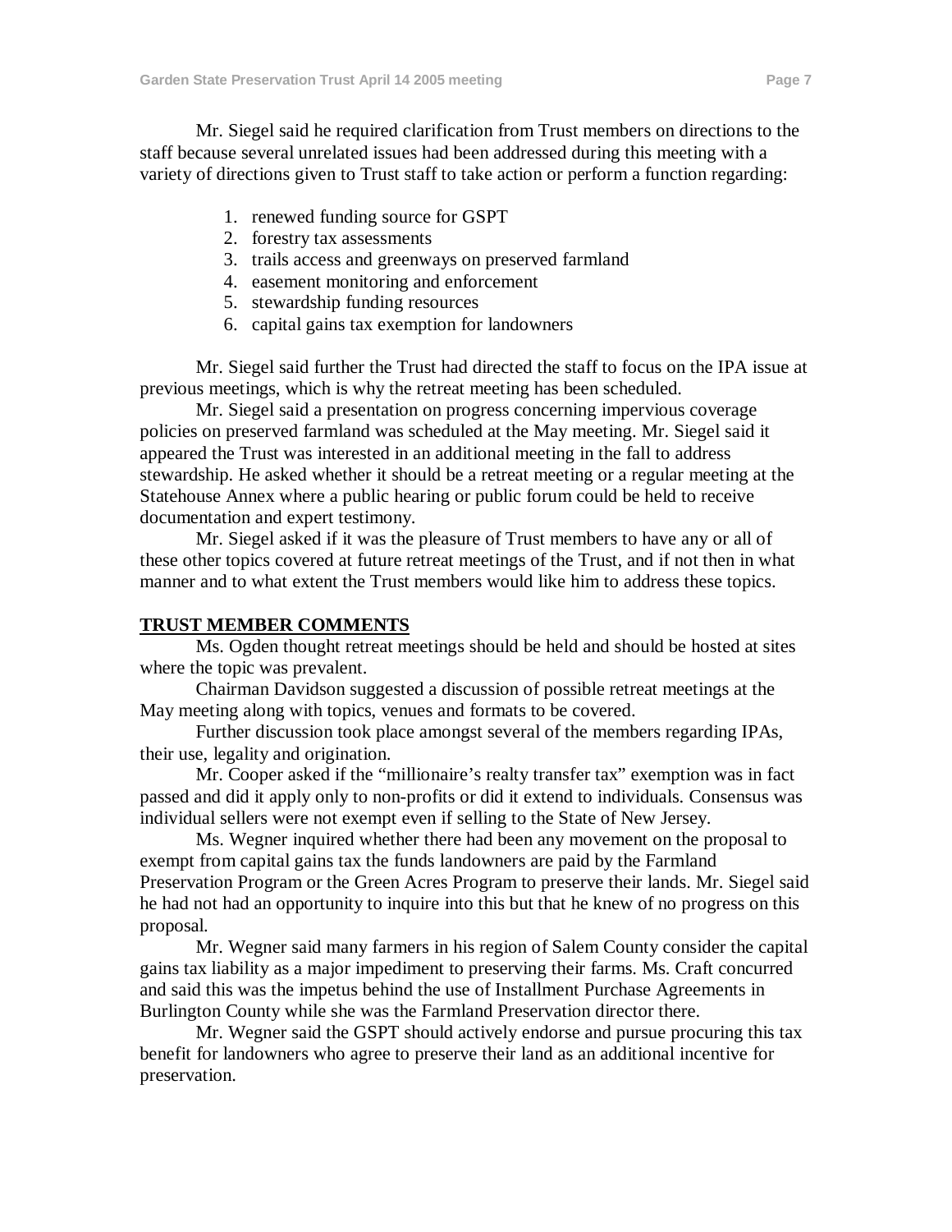Mr. Siegel said he required clarification from Trust members on directions to the staff because several unrelated issues had been addressed during this meeting with a variety of directions given to Trust staff to take action or perform a function regarding:

1. renewed funding source for GSPT
2. forestry tax assessments
3. trails access and greenways on preserved farmland
4. easement monitoring and enforcement
5. stewardship funding resources
6. capital gains tax exemption for landowners

Mr. Siegel said further the Trust had directed the staff to focus on the IPA issue at previous meetings, which is why the retreat meeting has been scheduled.

Mr. Siegel said a presentation on progress concerning impervious coverage policies on preserved farmland was scheduled at the May meeting. Mr. Siegel said it appeared the Trust was interested in an additional meeting in the fall to address stewardship. He asked whether it should be a retreat meeting or a regular meeting at the Statehouse Annex where a public hearing or public forum could be held to receive documentation and expert testimony.

Mr. Siegel asked if it was the pleasure of Trust members to have any or all of these other topics covered at future retreat meetings of the Trust, and if not then in what manner and to what extent the Trust members would like him to address these topics.

**TRUST MEMBER COMMENTS**

Ms. Ogden thought retreat meetings should be held and should be hosted at sites where the topic was prevalent.

Chairman Davidson suggested a discussion of possible retreat meetings at the May meeting along with topics, venues and formats to be covered.

Further discussion took place amongst several of the members regarding IPAs, their use, legality and origination.

Mr. Cooper asked if the "millionaire's realty transfer tax" exemption was in fact passed and did it apply only to non-profits or did it extend to individuals. Consensus was individual sellers were not exempt even if selling to the State of New Jersey.

Ms. Wegner inquired whether there had been any movement on the proposal to exempt from capital gains tax the funds landowners are paid by the Farmland Preservation Program or the Green Acres Program to preserve their lands. Mr. Siegel said he had not had an opportunity to inquire into this but that he knew of no progress on this proposal.

Mr. Wegner said many farmers in his region of Salem County consider the capital gains tax liability as a major impediment to preserving their farms. Ms. Craft concurred and said this was the impetus behind the use of Installment Purchase Agreements in Burlington County while she was the Farmland Preservation director there.

Mr. Wegner said the GSPT should actively endorse and pursue procuring this tax benefit for landowners who agree to preserve their land as an additional incentive for preservation.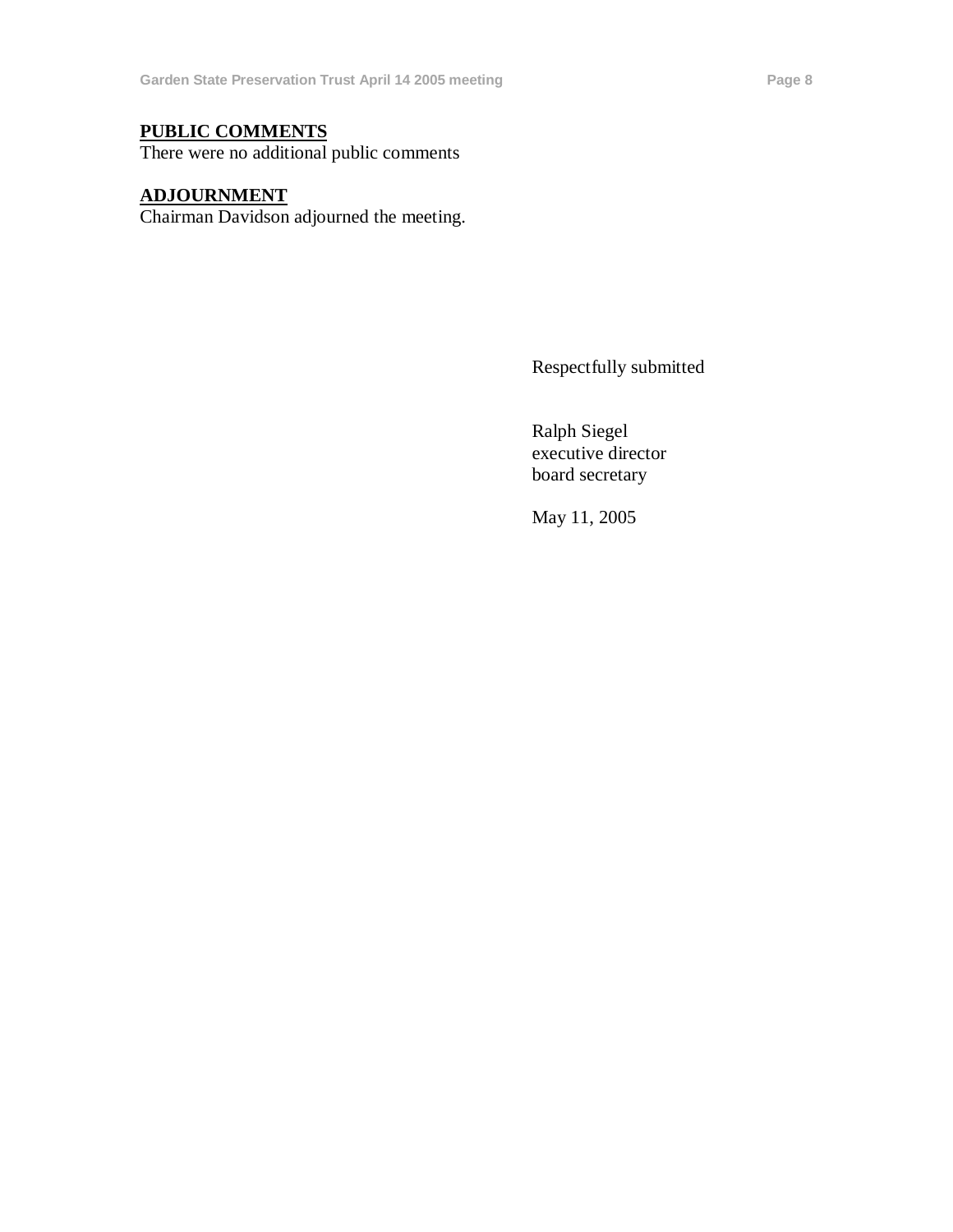**PUBLIC COMMENTS**

There were no additional public comments

**ADJOURNMENT**

Chairman Davidson adjourned the meeting.

Respectfully submitted

Ralph Siegel
executive director
board secretary

May 11, 2005